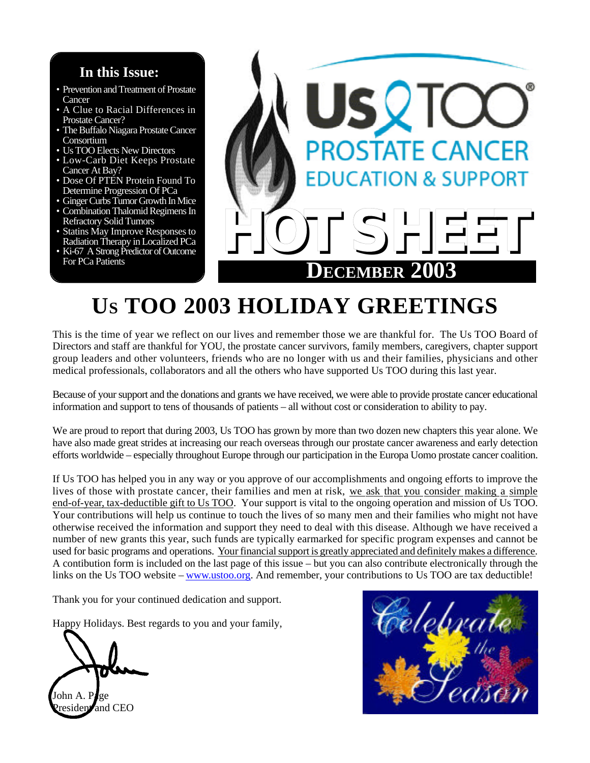**In this Issue:**

- Prevention and Treatment of Prostate Cancer
- A Clue to Racial Differences in Prostate Cancer?
- The Buffalo Niagara Prostate Cancer Consortium
- Us TOO Elects New Directors
- Low-Carb Diet Keeps Prostate Cancer At Bay?
- Dose Of PTEN Protein Found To Determine Progression Of PCa
- Ginger Curbs Tumor Growth In Mice
- Combination Thalomid Regimens In Refractory Solid Tumors
- Statins May Improve Responses to Radiation Therapy in Localized PCa
- Ki-67 A Strong Predictor of Outcome For PCa Patients

Us TOO® PROSTATE CANCER EDUCATION & SUPPORT

# HOT SHEET

## DECEMBER 2003

# US TOO 2003 HOLIDAY GREETINGS

This is the time of year we reflect on our lives and remember those we are thankful for. The Us TOO Board of Directors and staff are thankful for YOU, the prostate cancer survivors, family members, caregivers, chapter support group leaders and other volunteers, friends who are no longer with us and their families, physicians and other medical professionals, collaborators and all the others who have supported Us TOO during this last year.

Because of your support and the donations and grants we have received, we were able to provide prostate cancer educational information and support to tens of thousands of patients – all without cost or consideration to ability to pay.

We are proud to report that during 2003, Us TOO has grown by more than two dozen new chapters this year alone. We have also made great strides at increasing our reach overseas through our prostate cancer awareness and early detection efforts worldwide – especially throughout Europe through our participation in the Europa Uomo prostate cancer coalition.

If Us TOO has helped you in any way or you approve of our accomplishments and ongoing efforts to improve the lives of those with prostate cancer, their families and men at risk, we ask that you consider making a simple end-of-year, tax-deductible gift to Us TOO. Your support is vital to the ongoing operation and mission of Us TOO. Your contributions will help us continue to touch the lives of so many men and their families who might not have otherwise received the information and support they need to deal with this disease. Although we have received a number of new grants this year, such funds are typically earmarked for specific program expenses and cannot be used for basic programs and operations. Your financial support is greatly appreciated and definitely makes a difference. A contibution form is included on the last page of this issue – but you can also contribute electronically through the links on the Us TOO website – www.ustoo.org. And remember, your contributions to Us TOO are tax deductible!

Thank you for your continued dedication and support.

Happy Holidays. Best regards to you and your family,

John A. Page
President and CEO

Celebrate the Season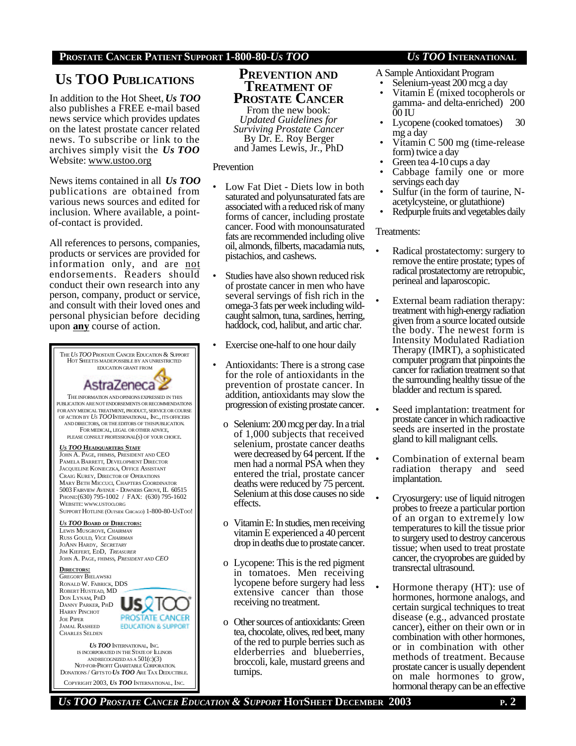## Us TOO Publications

In addition to the Hot Sheet, ***Us TOO*** also publishes a FREE e-mail based news service which provides updates on the latest prostate cancer related news. To subscribe or link to the archives simply visit the ***Us TOO*** Website: www.ustoo.org

News items contained in all ***Us TOO*** publications are obtained from various news sources and edited for inclusion. Where available, a point-of-contact is provided.

All references to persons, companies, products or services are provided for information only, and are not endorsements. Readers should conduct their own research into any person, company, product or service, and consult with their loved ones and personal physician before deciding upon **any** course of action.

The *Us TOO* Prostate Cancer Education & Support Hot Sheet is made possible by an unrestricted education grant from AstraZeneca

The information and opinions expressed in this publication are not endorsements or recommendations for any medical treatment, product, service or course of action by *Us TOO* International, Inc., its officers and directors, or the editors of this publication. For medical, legal or other advice, please consult professional(s) of your choice.

***Us TOO* Headquarters Staff**
John A. Page, FHIMSS, President and CEO
Pamela Barrett, Development Director
Jacqueline Konieczka, Office Assistant
Craig Kurey, Director of Operations
Mary Beth Miccuci, Chapters Coordinator
5003 Fairview Avenue - Downers Grove, IL 60515
Phone:(630) 795-1002 / FAX: (630) 795-1602
Website: www.ustoo.org
Support Hotline (Outside Chicago) 1-800-80-UsToo!

***Us TOO* Board of Directors:**
Lewis Musgrove, *Chairman*
Russ Gould, *Vice Chairman*
JoAnn Hardy, *Secretary*
Jim Kiefert, EdD, *Treasurer*
John A. Page, FHIMSS, *President and CEO*

**Directors:**
Gregory Bielawski
Ronald W. Fabrick, DDS
Robert Hustead, MD
Don Lynam, PhD
Danny Parker, PhD
Harry Pinchot
Joe Piper
Jamal Rasheed
Charles Selden

***Us TOO*** International, Inc. is incorporated in the State of Illinois and recognized as a 501(c)(3) Not-for-Profit Charitable Corporation. Donations / Gifts to ***Us TOO*** Are Tax Deductible.

Copyright 2003, ***Us TOO*** International, Inc.

## Prevention and Treatment of Prostate Cancer

From the new book:
*Updated Guidelines for Surviving Prostate Cancer*
By Dr. E. Roy Berger and James Lewis, Jr., PhD

Prevention

- Low Fat Diet - Diets low in both saturated and polyunsaturated fats are associated with a reduced risk of many forms of cancer, including prostate cancer. Food with monounsaturated fats are recommended including olive oil, almonds, filberts, macadamia nuts, pistachios, and cashews.
- Studies have also shown reduced risk of prostate cancer in men who have several servings of fish rich in the omega-3 fats per week including wild-caught salmon, tuna, sardines, herring, haddock, cod, halibut, and artic char.
- Exercise one-half to one hour daily
- Antioxidants: There is a strong case for the role of antioxidants in the prevention of prostate cancer. In addition, antioxidants may slow the progression of existing prostate cancer.
  - Selenium: 200 mcg per day. In a trial of 1,000 subjects that received selenium, prostate cancer deaths were decreased by 64 percent. If the men had a normal PSA when they entered the trial, prostate cancer deaths were reduced by 75 percent. Selenium at this dose causes no side effects.
  - Vitamin E: In studies, men receiving vitamin E experienced a 40 percent drop in deaths due to prostate cancer.
  - Lycopene: This is the red pigment in tomatoes. Men receiving lycopene before surgery had less extensive cancer than those receiving no treatment.
  - Other sources of antioxidants: Green tea, chocolate, olives, red beet, many of the red to purple berries such as elderberries and blueberries, broccoli, kale, mustard greens and turnips.

A Sample Antioxidant Program
- Selenium-yeast 200 mcg a day
- Vitamin E (mixed tocopherols or gamma- and delta-enriched) 200 00 IU
- Lycopene (cooked tomatoes) 30 mg a day
- Vitamin C 500 mg (time-release form) twice a day
- Green tea 4-10 cups a day
- Cabbage family one or more servings each day
- Sulfur (in the form of taurine, N-acetylcysteine, or glutathione)
- Redpurple fruits and vegetables daily

Treatments:

- Radical prostatectomy: surgery to remove the entire prostate; types of radical prostatectomy are retropubic, perineal and laparoscopic.
- External beam radiation therapy: treatment with high-energy radiation given from a source located outside the body. The newest form is Intensity Modulated Radiation Therapy (IMRT), a sophisticated computer program that pinpoints the cancer for radiation treatment so that the surrounding healthy tissue of the bladder and rectum is spared.
- Seed implantation: treatment for prostate cancer in which radioactive seeds are inserted in the prostate gland to kill malignant cells.
- Combination of external beam radiation therapy and seed implantation.
- Cryosurgery: use of liquid nitrogen probes to freeze a particular portion of an organ to extremely low temperatures to kill the tissue prior to surgery used to destroy cancerous tissue; when used to treat prostate cancer, the cryoprobes are guided by transrectal ultrasound.
- Hormone therapy (HT): use of hormones, hormone analogs, and certain surgical techniques to treat disease (e.g., advanced prostate cancer), either on their own or in combination with other hormones, or in combination with other methods of treatment. Because prostate cancer is usually dependent on male hormones to grow, hormonal therapy can be an effective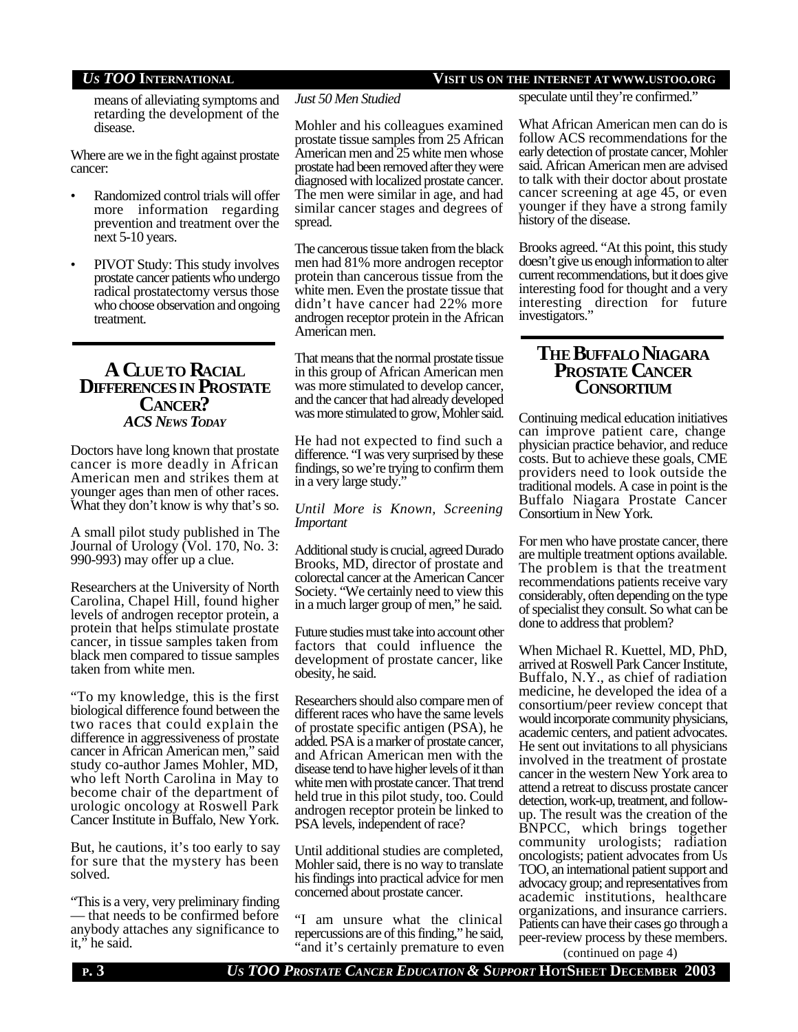means of alleviating symptoms and retarding the development of the disease.

Where are we in the fight against prostate cancer:

- Randomized control trials will offer more information regarding prevention and treatment over the next 5-10 years.
- PIVOT Study: This study involves prostate cancer patients who undergo radical prostatectomy versus those who choose observation and ongoing treatment.

## A Clue to Racial Differences in Prostate Cancer?

*ACS News Today*

Doctors have long known that prostate cancer is more deadly in African American men and strikes them at younger ages than men of other races. What they don't know is why that's so.

A small pilot study published in The Journal of Urology (Vol. 170, No. 3: 990-993) may offer up a clue.

Researchers at the University of North Carolina, Chapel Hill, found higher levels of androgen receptor protein, a protein that helps stimulate prostate cancer, in tissue samples taken from black men compared to tissue samples taken from white men.

"To my knowledge, this is the first biological difference found between the two races that could explain the difference in aggressiveness of prostate cancer in African American men," said study co-author James Mohler, MD, who left North Carolina in May to become chair of the department of urologic oncology at Roswell Park Cancer Institute in Buffalo, New York.

But, he cautions, it's too early to say for sure that the mystery has been solved.

"This is a very, very preliminary finding — that needs to be confirmed before anybody attaches any significance to it," he said.

*Just 50 Men Studied*

Mohler and his colleagues examined prostate tissue samples from 25 African American men and 25 white men whose prostate had been removed after they were diagnosed with localized prostate cancer. The men were similar in age, and had similar cancer stages and degrees of spread.

The cancerous tissue taken from the black men had 81% more androgen receptor protein than cancerous tissue from the white men. Even the prostate tissue that didn't have cancer had 22% more androgen receptor protein in the African American men.

That means that the normal prostate tissue in this group of African American men was more stimulated to develop cancer, and the cancer that had already developed was more stimulated to grow, Mohler said.

He had not expected to find such a difference. "I was very surprised by these findings, so we're trying to confirm them in a very large study."

*Until More is Known, Screening Important*

Additional study is crucial, agreed Durado Brooks, MD, director of prostate and colorectal cancer at the American Cancer Society. "We certainly need to view this in a much larger group of men," he said.

Future studies must take into account other factors that could influence the development of prostate cancer, like obesity, he said.

Researchers should also compare men of different races who have the same levels of prostate specific antigen (PSA), he added. PSA is a marker of prostate cancer, and African American men with the disease tend to have higher levels of it than white men with prostate cancer. That trend held true in this pilot study, too. Could androgen receptor protein be linked to PSA levels, independent of race?

Until additional studies are completed, Mohler said, there is no way to translate his findings into practical advice for men concerned about prostate cancer.

"I am unsure what the clinical repercussions are of this finding," he said, "and it's certainly premature to even speculate until they're confirmed."

What African American men can do is follow ACS recommendations for the early detection of prostate cancer, Mohler said. African American men are advised to talk with their doctor about prostate cancer screening at age 45, or even younger if they have a strong family history of the disease.

Brooks agreed. "At this point, this study doesn't give us enough information to alter current recommendations, but it does give interesting food for thought and a very interesting direction for future investigators."

## The Buffalo Niagara Prostate Cancer Consortium

Continuing medical education initiatives can improve patient care, change physician practice behavior, and reduce costs. But to achieve these goals, CME providers need to look outside the traditional models. A case in point is the Buffalo Niagara Prostate Cancer Consortium in New York.

For men who have prostate cancer, there are multiple treatment options available. The problem is that the treatment recommendations patients receive vary considerably, often depending on the type of specialist they consult. So what can be done to address that problem?

When Michael R. Kuettel, MD, PhD, arrived at Roswell Park Cancer Institute, Buffalo, N.Y., as chief of radiation medicine, he developed the idea of a consortium/peer review concept that would incorporate community physicians, academic centers, and patient advocates. He sent out invitations to all physicians involved in the treatment of prostate cancer in the western New York area to attend a retreat to discuss prostate cancer detection, work-up, treatment, and follow-up. The result was the creation of the BNPCC, which brings together community urologists; radiation oncologists; patient advocates from Us TOO, an international patient support and advocacy group; and representatives from academic institutions, healthcare organizations, and insurance carriers. Patients can have their cases go through a peer-review process by these members.

(continued on page 4)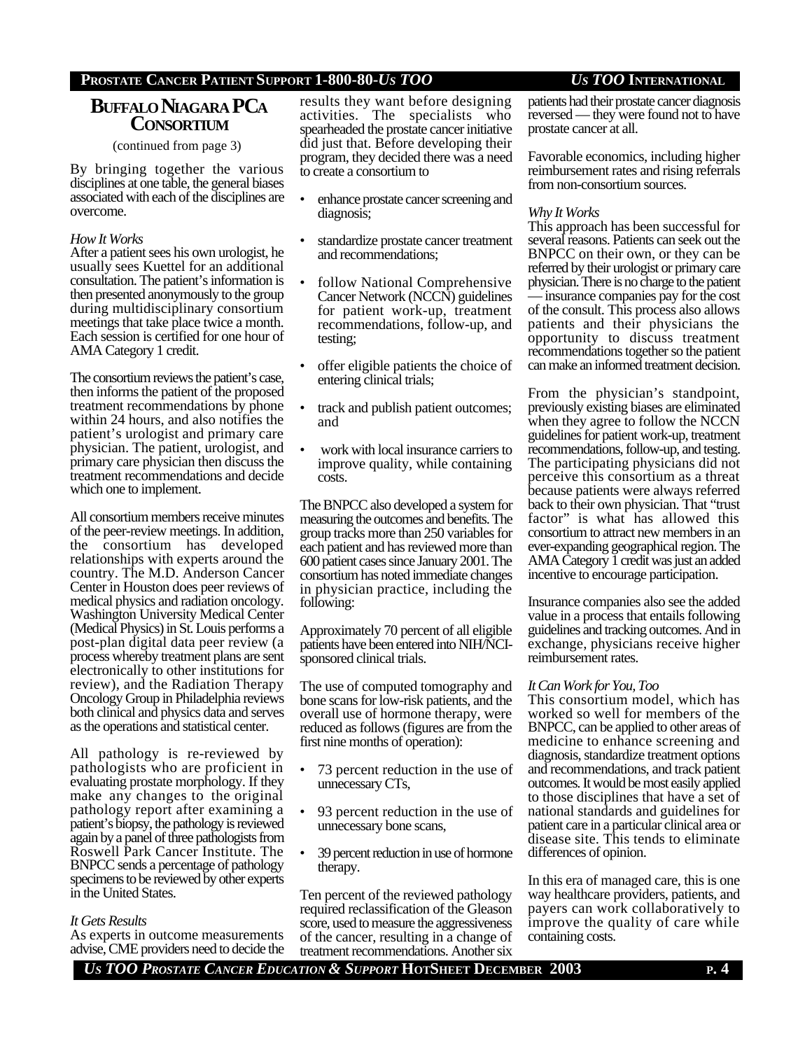## BUFFALO NIAGARA PCA CONSORTIUM

(continued from page 3)

By bringing together the various disciplines at one table, the general biases associated with each of the disciplines are overcome.

*How It Works*

After a patient sees his own urologist, he usually sees Kuettel for an additional consultation. The patient's information is then presented anonymously to the group during multidisciplinary consortium meetings that take place twice a month. Each session is certified for one hour of AMA Category 1 credit.

The consortium reviews the patient's case, then informs the patient of the proposed treatment recommendations by phone within 24 hours, and also notifies the patient's urologist and primary care physician. The patient, urologist, and primary care physician then discuss the treatment recommendations and decide which one to implement.

All consortium members receive minutes of the peer-review meetings. In addition, the consortium has developed relationships with experts around the country. The M.D. Anderson Cancer Center in Houston does peer reviews of medical physics and radiation oncology. Washington University Medical Center (Medical Physics) in St. Louis performs a post-plan digital data peer review (a process whereby treatment plans are sent electronically to other institutions for review), and the Radiation Therapy Oncology Group in Philadelphia reviews both clinical and physics data and serves as the operations and statistical center.

All pathology is re-reviewed by pathologists who are proficient in evaluating prostate morphology. If they make any changes to the original pathology report after examining a patient's biopsy, the pathology is reviewed again by a panel of three pathologists from Roswell Park Cancer Institute. The BNPCC sends a percentage of pathology specimens to be reviewed by other experts in the United States.

*It Gets Results*

As experts in outcome measurements advise, CME providers need to decide the results they want before designing activities. The specialists who spearheaded the prostate cancer initiative did just that. Before developing their program, they decided there was a need to create a consortium to

- enhance prostate cancer screening and diagnosis;
- standardize prostate cancer treatment and recommendations;
- follow National Comprehensive Cancer Network (NCCN) guidelines for patient work-up, treatment recommendations, follow-up, and testing;
- offer eligible patients the choice of entering clinical trials;
- track and publish patient outcomes; and
- work with local insurance carriers to improve quality, while containing costs.

The BNPCC also developed a system for measuring the outcomes and benefits. The group tracks more than 250 variables for each patient and has reviewed more than 600 patient cases since January 2001. The consortium has noted immediate changes in physician practice, including the following:

Approximately 70 percent of all eligible patients have been entered into NIH/NCI-sponsored clinical trials.

The use of computed tomography and bone scans for low-risk patients, and the overall use of hormone therapy, were reduced as follows (figures are from the first nine months of operation):

- 73 percent reduction in the use of unnecessary CTs,
- 93 percent reduction in the use of unnecessary bone scans,
- 39 percent reduction in use of hormone therapy.

Ten percent of the reviewed pathology required reclassification of the Gleason score, used to measure the aggressiveness of the cancer, resulting in a change of treatment recommendations. Another six patients had their prostate cancer diagnosis reversed — they were found not to have prostate cancer at all.

Favorable economics, including higher reimbursement rates and rising referrals from non-consortium sources.

*Why It Works*

This approach has been successful for several reasons. Patients can seek out the BNPCC on their own, or they can be referred by their urologist or primary care physician. There is no charge to the patient — insurance companies pay for the cost of the consult. This process also allows patients and their physicians the opportunity to discuss treatment recommendations together so the patient can make an informed treatment decision.

From the physician's standpoint, previously existing biases are eliminated when they agree to follow the NCCN guidelines for patient work-up, treatment recommendations, follow-up, and testing. The participating physicians did not perceive this consortium as a threat because patients were always referred back to their own physician. That "trust factor" is what has allowed this consortium to attract new members in an ever-expanding geographical region. The AMA Category 1 credit was just an added incentive to encourage participation.

Insurance companies also see the added value in a process that entails following guidelines and tracking outcomes. And in exchange, physicians receive higher reimbursement rates.

*It Can Work for You, Too*

This consortium model, which has worked so well for members of the BNPCC, can be applied to other areas of medicine to enhance screening and diagnosis, standardize treatment options and recommendations, and track patient outcomes. It would be most easily applied to those disciplines that have a set of national standards and guidelines for patient care in a particular clinical area or disease site. This tends to eliminate differences of opinion.

In this era of managed care, this is one way healthcare providers, patients, and payers can work collaboratively to improve the quality of care while containing costs.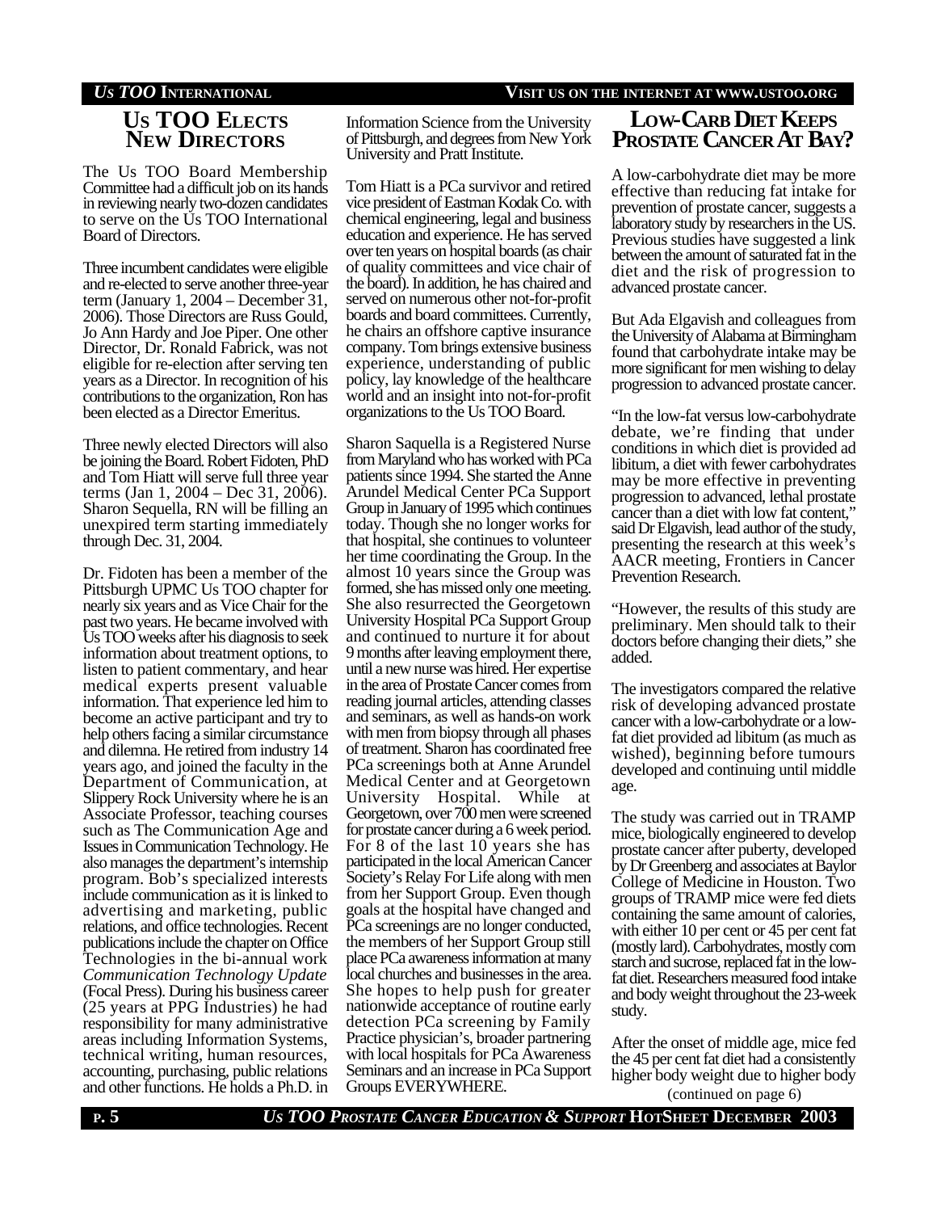## Us TOO Elects New Directors

The Us TOO Board Membership Committee had a difficult job on its hands in reviewing nearly two-dozen candidates to serve on the Us TOO International Board of Directors.

Three incumbent candidates were eligible and re-elected to serve another three-year term (January 1, 2004 – December 31, 2006). Those Directors are Russ Gould, Jo Ann Hardy and Joe Piper. One other Director, Dr. Ronald Fabrick, was not eligible for re-election after serving ten years as a Director. In recognition of his contributions to the organization, Ron has been elected as a Director Emeritus.

Three newly elected Directors will also be joining the Board. Robert Fidoten, PhD and Tom Hiatt will serve full three year terms (Jan 1, 2004 – Dec 31, 2006). Sharon Sequella, RN will be filling an unexpired term starting immediately through Dec. 31, 2004.

Dr. Fidoten has been a member of the Pittsburgh UPMC Us TOO chapter for nearly six years and as Vice Chair for the past two years. He became involved with Us TOO weeks after his diagnosis to seek information about treatment options, to listen to patient commentary, and hear medical experts present valuable information. That experience led him to become an active participant and try to help others facing a similar circumstance and dilemna. He retired from industry 14 years ago, and joined the faculty in the Department of Communication, at Slippery Rock University where he is an Associate Professor, teaching courses such as The Communication Age and Issues in Communication Technology. He also manages the department's internship program. Bob's specialized interests include communication as it is linked to advertising and marketing, public relations, and office technologies. Recent publications include the chapter on Office Technologies in the bi-annual work *Communication Technology Update* (Focal Press). During his business career (25 years at PPG Industries) he had responsibility for many administrative areas including Information Systems, technical writing, human resources, accounting, purchasing, public relations and other functions. He holds a Ph.D. in Information Science from the University of Pittsburgh, and degrees from New York University and Pratt Institute.

Tom Hiatt is a PCa survivor and retired vice president of Eastman Kodak Co. with chemical engineering, legal and business education and experience. He has served over ten years on hospital boards (as chair of quality committees and vice chair of the board). In addition, he has chaired and served on numerous other not-for-profit boards and board committees. Currently, he chairs an offshore captive insurance company. Tom brings extensive business experience, understanding of public policy, lay knowledge of the healthcare world and an insight into not-for-profit organizations to the Us TOO Board.

Sharon Saquella is a Registered Nurse from Maryland who has worked with PCa patients since 1994. She started the Anne Arundel Medical Center PCa Support Group in January of 1995 which continues today. Though she no longer works for that hospital, she continues to volunteer her time coordinating the Group. In the almost 10 years since the Group was formed, she has missed only one meeting. She also resurrected the Georgetown University Hospital PCa Support Group and continued to nurture it for about 9 months after leaving employment there, until a new nurse was hired. Her expertise in the area of Prostate Cancer comes from reading journal articles, attending classes and seminars, as well as hands-on work with men from biopsy through all phases of treatment. Sharon has coordinated free PCa screenings both at Anne Arundel Medical Center and at Georgetown University Hospital. While at Georgetown, over 700 men were screened for prostate cancer during a 6 week period. For 8 of the last 10 years she has participated in the local American Cancer Society's Relay For Life along with men from her Support Group. Even though goals at the hospital have changed and PCa screenings are no longer conducted, the members of her Support Group still place PCa awareness information at many local churches and businesses in the area. She hopes to help push for greater nationwide acceptance of routine early detection PCa screening by Family Practice physician's, broader partnering with local hospitals for PCa Awareness Seminars and an increase in PCa Support Groups EVERYWHERE.

## Low-Carb Diet Keeps Prostate Cancer At Bay?

A low-carbohydrate diet may be more effective than reducing fat intake for prevention of prostate cancer, suggests a laboratory study by researchers in the US. Previous studies have suggested a link between the amount of saturated fat in the diet and the risk of progression to advanced prostate cancer.

But Ada Elgavish and colleagues from the University of Alabama at Birmingham found that carbohydrate intake may be more significant for men wishing to delay progression to advanced prostate cancer.

"In the low-fat versus low-carbohydrate debate, we're finding that under conditions in which diet is provided ad libitum, a diet with fewer carbohydrates may be more effective in preventing progression to advanced, lethal prostate cancer than a diet with low fat content," said Dr Elgavish, lead author of the study, presenting the research at this week's AACR meeting, Frontiers in Cancer Prevention Research.

"However, the results of this study are preliminary. Men should talk to their doctors before changing their diets," she added.

The investigators compared the relative risk of developing advanced prostate cancer with a low-carbohydrate or a low-fat diet provided ad libitum (as much as wished), beginning before tumours developed and continuing until middle age.

The study was carried out in TRAMP mice, biologically engineered to develop prostate cancer after puberty, developed by Dr Greenberg and associates at Baylor College of Medicine in Houston. Two groups of TRAMP mice were fed diets containing the same amount of calories, with either 10 per cent or 45 per cent fat (mostly lard). Carbohydrates, mostly corn starch and sucrose, replaced fat in the low-fat diet. Researchers measured food intake and body weight throughout the 23-week study.

After the onset of middle age, mice fed the 45 per cent fat diet had a consistently higher body weight due to higher body

(continued on page 6)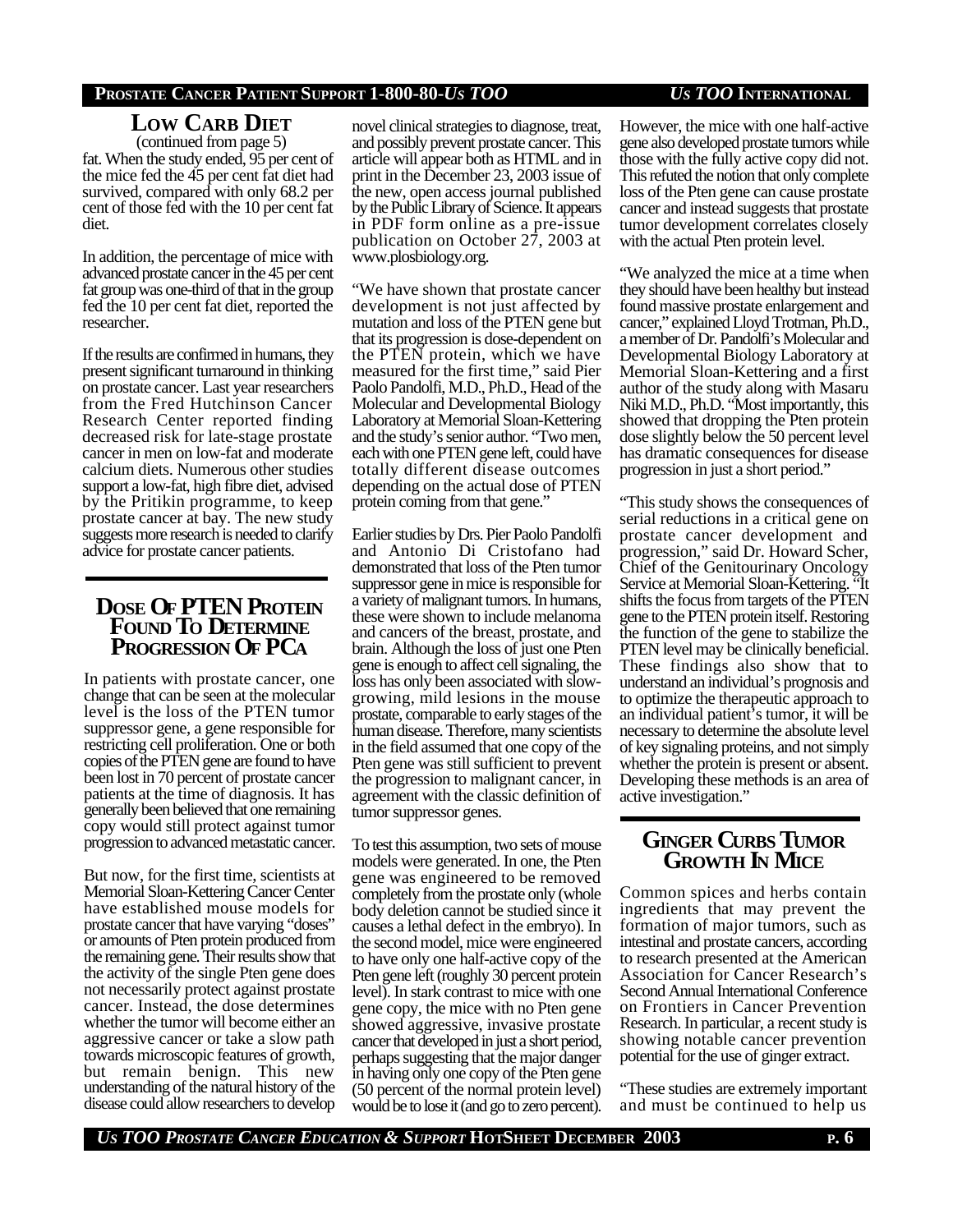## Low Carb Diet

(continued from page 5)

fat. When the study ended, 95 per cent of the mice fed the 45 per cent fat diet had survived, compared with only 68.2 per cent of those fed with the 10 per cent fat diet.

In addition, the percentage of mice with advanced prostate cancer in the 45 per cent fat group was one-third of that in the group fed the 10 per cent fat diet, reported the researcher.

If the results are confirmed in humans, they present significant turnaround in thinking on prostate cancer. Last year researchers from the Fred Hutchinson Cancer Research Center reported finding decreased risk for late-stage prostate cancer in men on low-fat and moderate calcium diets. Numerous other studies support a low-fat, high fibre diet, advised by the Pritikin programme, to keep prostate cancer at bay. The new study suggests more research is needed to clarify advice for prostate cancer patients.

## Dose Of PTEN Protein Found To Determine Progression Of PCa

In patients with prostate cancer, one change that can be seen at the molecular level is the loss of the PTEN tumor suppressor gene, a gene responsible for restricting cell proliferation. One or both copies of the PTEN gene are found to have been lost in 70 percent of prostate cancer patients at the time of diagnosis. It has generally been believed that one remaining copy would still protect against tumor progression to advanced metastatic cancer.

But now, for the first time, scientists at Memorial Sloan-Kettering Cancer Center have established mouse models for prostate cancer that have varying "doses" or amounts of Pten protein produced from the remaining gene. Their results show that the activity of the single Pten gene does not necessarily protect against prostate cancer. Instead, the dose determines whether the tumor will become either an aggressive cancer or take a slow path towards microscopic features of growth, but remain benign. This new understanding of the natural history of the disease could allow researchers to develop novel clinical strategies to diagnose, treat, and possibly prevent prostate cancer. This article will appear both as HTML and in print in the December 23, 2003 issue of the new, open access journal published by the Public Library of Science. It appears in PDF form online as a pre-issue publication on October 27, 2003 at www.plosbiology.org.

"We have shown that prostate cancer development is not just affected by mutation and loss of the PTEN gene but that its progression is dose-dependent on the PTEN protein, which we have measured for the first time," said Pier Paolo Pandolfi, M.D., Ph.D., Head of the Molecular and Developmental Biology Laboratory at Memorial Sloan-Kettering and the study's senior author. "Two men, each with one PTEN gene left, could have totally different disease outcomes depending on the actual dose of PTEN protein coming from that gene."

Earlier studies by Drs. Pier Paolo Pandolfi and Antonio Di Cristofano had demonstrated that loss of the Pten tumor suppressor gene in mice is responsible for a variety of malignant tumors. In humans, these were shown to include melanoma and cancers of the breast, prostate, and brain. Although the loss of just one Pten gene is enough to affect cell signaling, the loss has only been associated with slow-growing, mild lesions in the mouse prostate, comparable to early stages of the human disease. Therefore, many scientists in the field assumed that one copy of the Pten gene was still sufficient to prevent the progression to malignant cancer, in agreement with the classic definition of tumor suppressor genes.

To test this assumption, two sets of mouse models were generated. In one, the Pten gene was engineered to be removed completely from the prostate only (whole body deletion cannot be studied since it causes a lethal defect in the embryo). In the second model, mice were engineered to have only one half-active copy of the Pten gene left (roughly 30 percent protein level). In stark contrast to mice with one gene copy, the mice with no Pten gene showed aggressive, invasive prostate cancer that developed in just a short period, perhaps suggesting that the major danger in having only one copy of the Pten gene (50 percent of the normal protein level) would be to lose it (and go to zero percent). However, the mice with one half-active gene also developed prostate tumors while those with the fully active copy did not. This refuted the notion that only complete loss of the Pten gene can cause prostate cancer and instead suggests that prostate tumor development correlates closely with the actual Pten protein level.

"We analyzed the mice at a time when they should have been healthy but instead found massive prostate enlargement and cancer," explained Lloyd Trotman, Ph.D., a member of Dr. Pandolfi's Molecular and Developmental Biology Laboratory at Memorial Sloan-Kettering and a first author of the study along with Masaru Niki M.D., Ph.D. "Most importantly, this showed that dropping the Pten protein dose slightly below the 50 percent level has dramatic consequences for disease progression in just a short period."

"This study shows the consequences of serial reductions in a critical gene on prostate cancer development and progression," said Dr. Howard Scher, Chief of the Genitourinary Oncology Service at Memorial Sloan-Kettering. "It shifts the focus from targets of the PTEN gene to the PTEN protein itself. Restoring the function of the gene to stabilize the PTEN level may be clinically beneficial. These findings also show that to understand an individual's prognosis and to optimize the therapeutic approach to an individual patient's tumor, it will be necessary to determine the absolute level of key signaling proteins, and not simply whether the protein is present or absent. Developing these methods is an area of active investigation."

## Ginger Curbs Tumor Growth In Mice

Common spices and herbs contain ingredients that may prevent the formation of major tumors, such as intestinal and prostate cancers, according to research presented at the American Association for Cancer Research's Second Annual International Conference on Frontiers in Cancer Prevention Research. In particular, a recent study is showing notable cancer prevention potential for the use of ginger extract.

"These studies are extremely important and must be continued to help us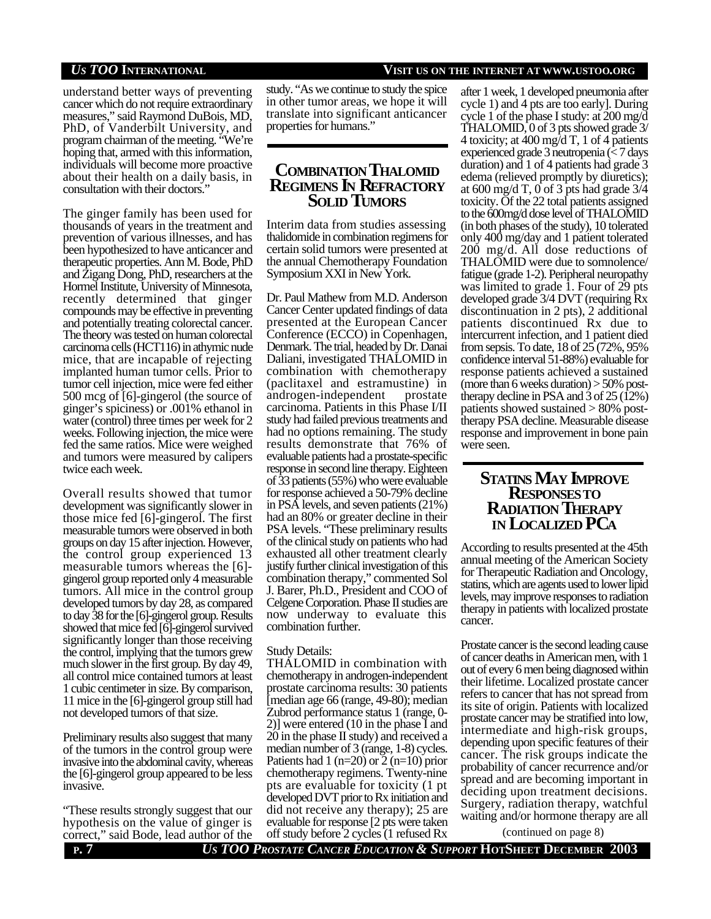understand better ways of preventing cancer which do not require extraordinary measures," said Raymond DuBois, MD, PhD, of Vanderbilt University, and program chairman of the meeting. "We're hoping that, armed with this information, individuals will become more proactive about their health on a daily basis, in consultation with their doctors."

The ginger family has been used for thousands of years in the treatment and prevention of various illnesses, and has been hypothesized to have anticancer and therapeutic properties. Ann M. Bode, PhD and Zigang Dong, PhD, researchers at the Hormel Institute, University of Minnesota, recently determined that ginger compounds may be effective in preventing and potentially treating colorectal cancer. The theory was tested on human colorectal carcinoma cells (HCT116) in athymic nude mice, that are incapable of rejecting implanted human tumor cells. Prior to tumor cell injection, mice were fed either 500 mcg of [6]-gingerol (the source of ginger's spiciness) or .001% ethanol in water (control) three times per week for 2 weeks. Following injection, the mice were fed the same ratios. Mice were weighed and tumors were measured by calipers twice each week.

Overall results showed that tumor development was significantly slower in those mice fed [6]-gingerol. The first measurable tumors were observed in both groups on day 15 after injection. However, the control group experienced 13 measurable tumors whereas the [6]-gingerol group reported only 4 measurable tumors. All mice in the control group developed tumors by day 28, as compared to day 38 for the [6]-gingerol group. Results showed that mice fed [6]-gingerol survived significantly longer than those receiving the control, implying that the tumors grew much slower in the first group. By day 49, all control mice contained tumors at least 1 cubic centimeter in size. By comparison, 11 mice in the [6]-gingerol group still had not developed tumors of that size.

Preliminary results also suggest that many of the tumors in the control group were invasive into the abdominal cavity, whereas the [6]-gingerol group appeared to be less invasive.

"These results strongly suggest that our hypothesis on the value of ginger is correct," said Bode, lead author of the study. "As we continue to study the spice in other tumor areas, we hope it will translate into significant anticancer properties for humans."

## COMBINATION THALOMID REGIMENS IN REFRACTORY SOLID TUMORS

Interim data from studies assessing thalidomide in combination regimens for certain solid tumors were presented at the annual Chemotherapy Foundation Symposium XXI in New York.

Dr. Paul Mathew from M.D. Anderson Cancer Center updated findings of data presented at the European Cancer Conference (ECCO) in Copenhagen, Denmark. The trial, headed by Dr. Danai Daliani, investigated THALOMID in combination with chemotherapy (paclitaxel and estramustine) in androgen-independent prostate carcinoma. Patients in this Phase I/II study had failed previous treatments and had no options remaining. The study results demonstrate that 76% of evaluable patients had a prostate-specific response in second line therapy. Eighteen of 33 patients (55%) who were evaluable for response achieved a 50-79% decline in PSA levels, and seven patients (21%) had an 80% or greater decline in their PSA levels. "These preliminary results of the clinical study on patients who had exhausted all other treatment clearly justify further clinical investigation of this combination therapy," commented Sol J. Barer, Ph.D., President and COO of Celgene Corporation. Phase II studies are now underway to evaluate this combination further.

Study Details:
THALOMID in combination with chemotherapy in androgen-independent prostate carcinoma results: 30 patients [median age 66 (range, 49-80); median Zubrod performance status 1 (range, 0-2)] were entered (10 in the phase I and 20 in the phase II study) and received a median number of 3 (range, 1-8) cycles. Patients had 1 (n=20) or 2 (n=10) prior chemotherapy regimens. Twenty-nine pts are evaluable for toxicity (1 pt developed DVT prior to Rx initiation and did not receive any therapy); 25 are evaluable for response [2 pts were taken off study before 2 cycles (1 refused Rx after 1 week, 1 developed pneumonia after cycle 1) and 4 pts are too early]. During cycle 1 of the phase I study: at 200 mg/d THALOMID, 0 of 3 pts showed grade 3/4 toxicity; at 400 mg/d T, 1 of 4 patients experienced grade 3 neutropenia (< 7 days duration) and 1 of 4 patients had grade 3 edema (relieved promptly by diuretics); at 600 mg/d T, 0 of 3 pts had grade 3/4 toxicity. Of the 22 total patients assigned to the 600mg/d dose level of THALOMID (in both phases of the study), 10 tolerated only 400 mg/day and 1 patient tolerated 200 mg/d. All dose reductions of THALOMID were due to somnolence/fatigue (grade 1-2). Peripheral neuropathy was limited to grade 1. Four of 29 pts developed grade 3/4 DVT (requiring Rx discontinuation in 2 pts), 2 additional patients discontinued Rx due to intercurrent infection, and 1 patient died from sepsis. To date, 18 of 25 (72%, 95% confidence interval 51-88%) evaluable for response patients achieved a sustained (more than 6 weeks duration) > 50% post-therapy decline in PSA and 3 of 25 (12%) patients showed sustained > 80% post-therapy PSA decline. Measurable disease response and improvement in bone pain were seen.

## STATINS MAY IMPROVE RESPONSES TO RADIATION THERAPY IN LOCALIZED PCA

According to results presented at the 45th annual meeting of the American Society for Therapeutic Radiation and Oncology, statins, which are agents used to lower lipid levels, may improve responses to radiation therapy in patients with localized prostate cancer.

Prostate cancer is the second leading cause of cancer deaths in American men, with 1 out of every 6 men being diagnosed within their lifetime. Localized prostate cancer refers to cancer that has not spread from its site of origin. Patients with localized prostate cancer may be stratified into low, intermediate and high-risk groups, depending upon specific features of their cancer. The risk groups indicate the probability of cancer recurrence and/or spread and are becoming important in deciding upon treatment decisions. Surgery, radiation therapy, watchful waiting and/or hormone therapy are all

(continued on page 8)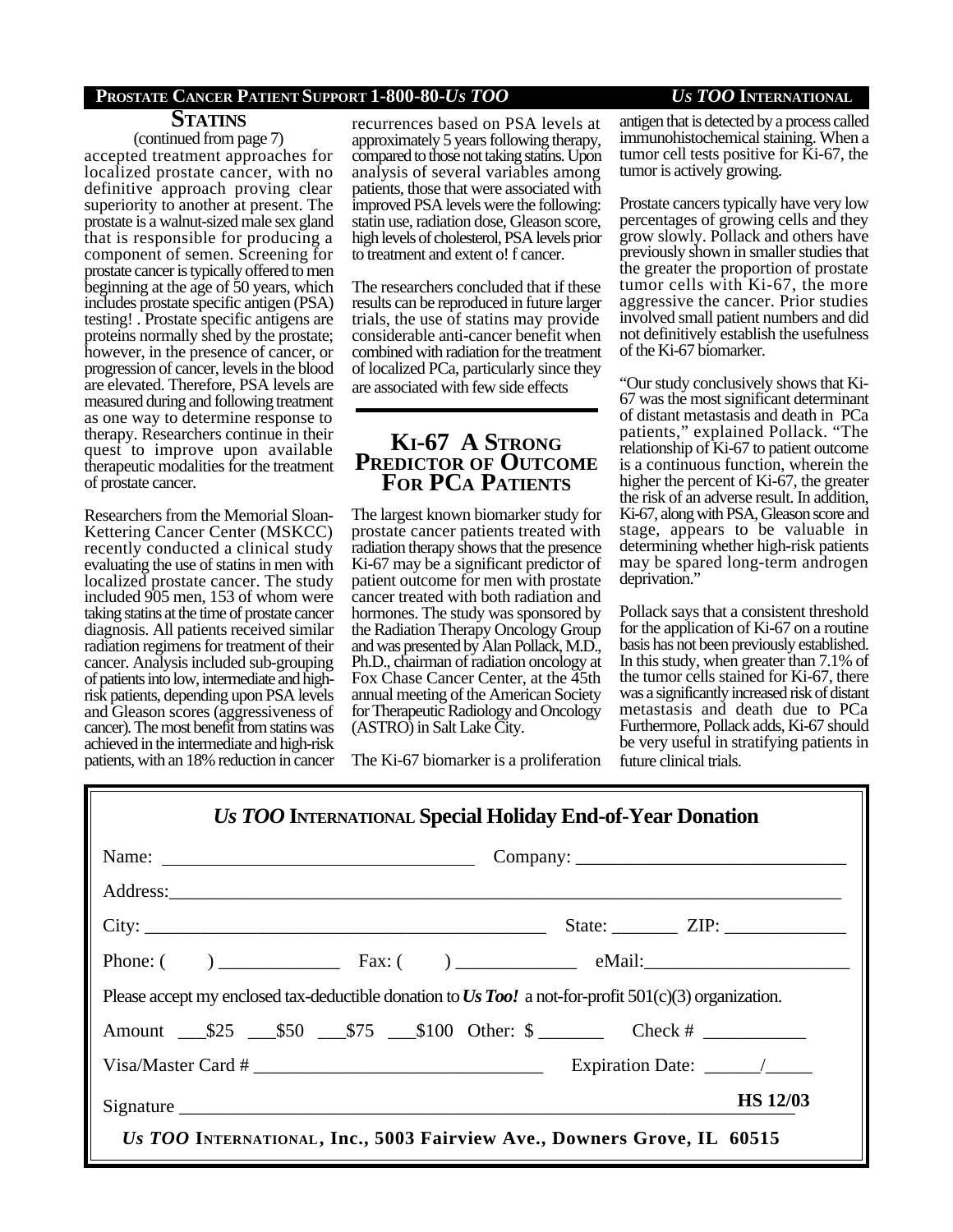## Statins

(continued from page 7)

accepted treatment approaches for localized prostate cancer, with no definitive approach proving clear superiority to another at present. The prostate is a walnut-sized male sex gland that is responsible for producing a component of semen. Screening for prostate cancer is typically offered to men beginning at the age of 50 years, which includes prostate specific antigen (PSA) testing! . Prostate specific antigens are proteins normally shed by the prostate; however, in the presence of cancer, or progression of cancer, levels in the blood are elevated. Therefore, PSA levels are measured during and following treatment as one way to determine response to therapy. Researchers continue in their quest to improve upon available therapeutic modalities for the treatment of prostate cancer.

Researchers from the Memorial Sloan-Kettering Cancer Center (MSKCC) recently conducted a clinical study evaluating the use of statins in men with localized prostate cancer. The study included 905 men, 153 of whom were taking statins at the time of prostate cancer diagnosis. All patients received similar radiation regimens for treatment of their cancer. Analysis included sub-grouping of patients into low, intermediate and high-risk patients, depending upon PSA levels and Gleason scores (aggressiveness of cancer). The most benefit from statins was achieved in the intermediate and high-risk patients, with an 18% reduction in cancer recurrences based on PSA levels at approximately 5 years following therapy, compared to those not taking statins. Upon analysis of several variables among patients, those that were associated with improved PSA levels were the following: statin use, radiation dose, Gleason score, high levels of cholesterol, PSA levels prior to treatment and extent o! f cancer.

The researchers concluded that if these results can be reproduced in future larger trials, the use of statins may provide considerable anti-cancer benefit when combined with radiation for the treatment of localized PCa, particularly since they are associated with few side effects

## Ki-67 A Strong Predictor of Outcome for PCa Patients

The largest known biomarker study for prostate cancer patients treated with radiation therapy shows that the presence Ki-67 may be a significant predictor of patient outcome for men with prostate cancer treated with both radiation and hormones. The study was sponsored by the Radiation Therapy Oncology Group and was presented by Alan Pollack, M.D., Ph.D., chairman of radiation oncology at Fox Chase Cancer Center, at the 45th annual meeting of the American Society for Therapeutic Radiology and Oncology (ASTRO) in Salt Lake City.

The Ki-67 biomarker is a proliferation antigen that is detected by a process called immunohistochemical staining. When a tumor cell tests positive for Ki-67, the tumor is actively growing.

Prostate cancers typically have very low percentages of growing cells and they grow slowly. Pollack and others have previously shown in smaller studies that the greater the proportion of prostate tumor cells with Ki-67, the more aggressive the cancer. Prior studies involved small patient numbers and did not definitively establish the usefulness of the Ki-67 biomarker.

"Our study conclusively shows that Ki-67 was the most significant determinant of distant metastasis and death in PCa patients," explained Pollack. "The relationship of Ki-67 to patient outcome is a continuous function, wherein the higher the percent of Ki-67, the greater the risk of an adverse result. In addition, Ki-67, along with PSA, Gleason score and stage, appears to be valuable in determining whether high-risk patients may be spared long-term androgen deprivation."

Pollack says that a consistent threshold for the application of Ki-67 on a routine basis has not been previously established. In this study, when greater than 7.1% of the tumor cells stained for Ki-67, there was a significantly increased risk of distant metastasis and death due to PCa Furthermore, Pollack adds, Ki-67 should be very useful in stratifying patients in future clinical trials.

---

### *Us TOO* International Special Holiday End-of-Year Donation

Name: ______________________________ Company: ___________________________

Address: ______________________________________________________________

City: ________________________________________ State: _______ ZIP: ____________

Phone: ( ) ____________ Fax: ( ) ____________ eMail: _____________________

Please accept my enclosed tax-deductible donation to ***Us Too!*** a not-for-profit 501(c)(3) organization.

Amount ___$25 ___$50 ___$75 ___$100 Other: $ _______ Check # ___________

Visa/Master Card # ______________________________ Expiration Date: ______/_____

Signature ____________________________________________________________ **HS 12/03**

***Us TOO* International, Inc., 5003 Fairview Ave., Downers Grove, IL 60515**